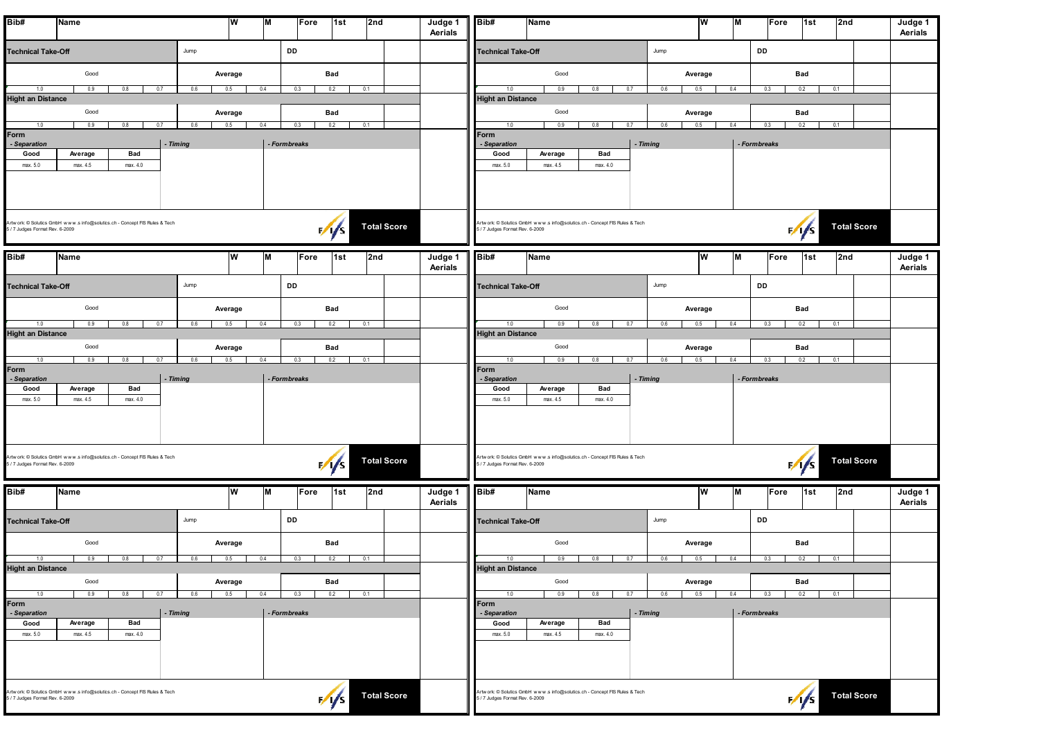| Bib# | Name | W | M | Fore | 1st | 2nd | Judge 1 Aerials |
|---|---|---|---|---|---|---|---|
| **Technical Take-Off** | | Jump | | DD | | | |
| Good | | Average | | Bad | | | |
| 1.0 \| 0.9 \| 0.8 \| 0.7 | | 0.6 \| 0.5 \| 0.4 | | 0.3 \| 0.2 \| 0.1 | | | |
| **Hight an Distance** | | | | | | | |
| Good | | Average | | Bad | | | |
| 1.0 \| 0.9 \| 0.8 \| 0.7 | | 0.6 \| 0.5 \| 0.4 | | 0.3 \| 0.2 \| 0.1 | | | |
| **Form** | | | | | | | |
| *- Separation* | | *- Timing* | | *- Formbreaks* | | | |
| Good \| Average \| Bad | | | | | | | |
| max. 5.0 \| max. 4.5 \| max. 4.0 | | | | | | | |
| Artwork: © Solutics GmbH www.s info@solutics.ch - Concept FIS Rules & Tech 5 / 7 Judges Format Rev. 6-2009 | | | | | | **Total Score** | |

| Bib# | Name | W | M | Fore | 1st | 2nd | Judge 1 Aerials |
|---|---|---|---|---|---|---|---|
| **Technical Take-Off** | | Jump | | DD | | | |
| Good | | Average | | Bad | | | |
| 1.0 \| 0.9 \| 0.8 \| 0.7 | | 0.6 \| 0.5 \| 0.4 | | 0.3 \| 0.2 \| 0.1 | | | |
| **Hight an Distance** | | | | | | | |
| Good | | Average | | Bad | | | |
| 1.0 \| 0.9 \| 0.8 \| 0.7 | | 0.6 \| 0.5 \| 0.4 | | 0.3 \| 0.2 \| 0.1 | | | |
| **Form** | | | | | | | |
| *- Separation* | | *- Timing* | | *- Formbreaks* | | | |
| Good \| Average \| Bad | | | | | | | |
| max. 5.0 \| max. 4.5 \| max. 4.0 | | | | | | | |
| Artwork: © Solutics GmbH www.s info@solutics.ch - Concept FIS Rules & Tech 5 / 7 Judges Format Rev. 6-2009 | | | | | | **Total Score** | |

| Bib# | Name | W | M | Fore | 1st | 2nd | Judge 1 Aerials |
|---|---|---|---|---|---|---|---|
| **Technical Take-Off** | | Jump | | DD | | | |
| Good | | Average | | Bad | | | |
| 1.0 \| 0.9 \| 0.8 \| 0.7 | | 0.6 \| 0.5 \| 0.4 | | 0.3 \| 0.2 \| 0.1 | | | |
| **Hight an Distance** | | | | | | | |
| Good | | Average | | Bad | | | |
| 1.0 \| 0.9 \| 0.8 \| 0.7 | | 0.6 \| 0.5 \| 0.4 | | 0.3 \| 0.2 \| 0.1 | | | |
| **Form** | | | | | | | |
| *- Separation* | | *- Timing* | | *- Formbreaks* | | | |
| Good \| Average \| Bad | | | | | | | |
| max. 5.0 \| max. 4.5 \| max. 4.0 | | | | | | | |
| Artwork: © Solutics GmbH www.s info@solutics.ch - Concept FIS Rules & Tech 5 / 7 Judges Format Rev. 6-2009 | | | | | | **Total Score** | |

| Bib# | Name | W | M | Fore | 1st | 2nd | Judge 1 Aerials |
|---|---|---|---|---|---|---|---|
| **Technical Take-Off** | | Jump | | DD | | | |
| Good | | Average | | Bad | | | |
| 1.0 \| 0.9 \| 0.8 \| 0.7 | | 0.6 \| 0.5 \| 0.4 | | 0.3 \| 0.2 \| 0.1 | | | |
| **Hight an Distance** | | | | | | | |
| Good | | Average | | Bad | | | |
| 1.0 \| 0.9 \| 0.8 \| 0.7 | | 0.6 \| 0.5 \| 0.4 | | 0.3 \| 0.2 \| 0.1 | | | |
| **Form** | | | | | | | |
| *- Separation* | | *- Timing* | | *- Formbreaks* | | | |
| Good \| Average \| Bad | | | | | | | |
| max. 5.0 \| max. 4.5 \| max. 4.0 | | | | | | | |
| Artwork: © Solutics GmbH www.s info@solutics.ch - Concept FIS Rules & Tech 5 / 7 Judges Format Rev. 6-2009 | | | | | | **Total Score** | |

| Bib# | Name | W | M | Fore | 1st | 2nd | Judge 1 Aerials |
|---|---|---|---|---|---|---|---|
| **Technical Take-Off** | | Jump | | DD | | | |
| Good | | Average | | Bad | | | |
| 1.0 \| 0.9 \| 0.8 \| 0.7 | | 0.6 \| 0.5 \| 0.4 | | 0.3 \| 0.2 \| 0.1 | | | |
| **Hight an Distance** | | | | | | | |
| Good | | Average | | Bad | | | |
| 1.0 \| 0.9 \| 0.8 \| 0.7 | | 0.6 \| 0.5 \| 0.4 | | 0.3 \| 0.2 \| 0.1 | | | |
| **Form** | | | | | | | |
| *- Separation* | | *- Timing* | | *- Formbreaks* | | | |
| Good \| Average \| Bad | | | | | | | |
| max. 5.0 \| max. 4.5 \| max. 4.0 | | | | | | | |
| Artwork: © Solutics GmbH www.s info@solutics.ch - Concept FIS Rules & Tech 5 / 7 Judges Format Rev. 6-2009 | | | | | | **Total Score** | |

| Bib# | Name | W | M | Fore | 1st | 2nd | Judge 1 Aerials |
|---|---|---|---|---|---|---|---|
| **Technical Take-Off** | | Jump | | DD | | | |
| Good | | Average | | Bad | | | |
| 1.0 \| 0.9 \| 0.8 \| 0.7 | | 0.6 \| 0.5 \| 0.4 | | 0.3 \| 0.2 \| 0.1 | | | |
| **Hight an Distance** | | | | | | | |
| Good | | Average | | Bad | | | |
| 1.0 \| 0.9 \| 0.8 \| 0.7 | | 0.6 \| 0.5 \| 0.4 | | 0.3 \| 0.2 \| 0.1 | | | |
| **Form** | | | | | | | |
| *- Separation* | | *- Timing* | | *- Formbreaks* | | | |
| Good \| Average \| Bad | | | | | | | |
| max. 5.0 \| max. 4.5 \| max. 4.0 | | | | | | | |
| Artwork: © Solutics GmbH www.s info@solutics.ch - Concept FIS Rules & Tech 5 / 7 Judges Format Rev. 6-2009 | | | | | | **Total Score** | |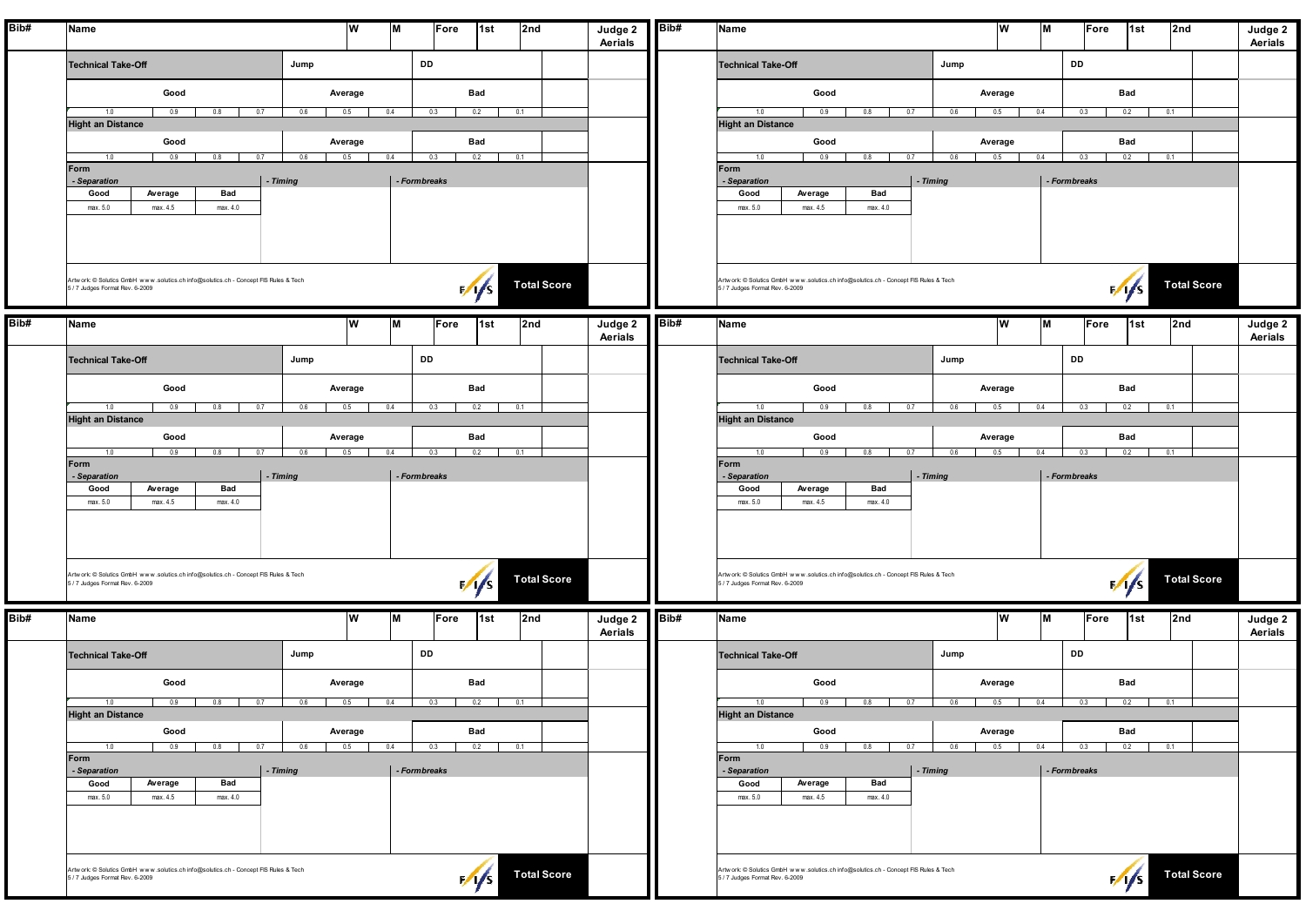| Bib# | Name | W | M | Fore | 1st | 2nd | Judge 2 Aerials |
|---|---|---|---|---|---|---|---|
| | **Technical Take-Off** | Jump | | DD | | | |
| | Good | Average | | Bad | | | |
| | 1.0 \| 0.9 \| 0.8 \| 0.7 | 0.6 \| 0.5 \| 0.4 | | 0.3 \| 0.2 \| 0.1 | | | |
| | **Hight an Distance** | | | | | | |
| | Good | Average | | Bad | | | |
| | 1.0 \| 0.9 \| 0.8 \| 0.7 | 0.6 \| 0.5 \| 0.4 | | 0.3 \| 0.2 \| 0.1 | | | |
| | **Form** | | | | | | |
| | *- Separation*: Good (max. 5.0) \| Average (max. 4.5) \| Bad (max. 4.0) | *- Timing* | | *- Formbreaks* | | | |
| | Artwork © Solutics GmbH www.solutics.ch info@solutics.ch - Concept FIS Rules & Tech<br>5 / 7 Judges Format Rev. 6-2009 | | | FIS | **Total Score** | | |

| Bib# | Name | W | M | Fore | 1st | 2nd | Judge 2 Aerials |
|---|---|---|---|---|---|---|---|
| | **Technical Take-Off** | Jump | | DD | | | |
| | Good | Average | | Bad | | | |
| | 1.0 \| 0.9 \| 0.8 \| 0.7 | 0.6 \| 0.5 \| 0.4 | | 0.3 \| 0.2 \| 0.1 | | | |
| | **Hight an Distance** | | | | | | |
| | Good | Average | | Bad | | | |
| | 1.0 \| 0.9 \| 0.8 \| 0.7 | 0.6 \| 0.5 \| 0.4 | | 0.3 \| 0.2 \| 0.1 | | | |
| | **Form** | | | | | | |
| | *- Separation*: Good (max. 5.0) \| Average (max. 4.5) \| Bad (max. 4.0) | *- Timing* | | *- Formbreaks* | | | |
| | Artwork © Solutics GmbH www.solutics.ch info@solutics.ch - Concept FIS Rules & Tech<br>5 / 7 Judges Format Rev. 6-2009 | | | FIS | **Total Score** | | |

| Bib# | Name | W | M | Fore | 1st | 2nd | Judge 2 Aerials |
|---|---|---|---|---|---|---|---|
| | **Technical Take-Off** | Jump | | DD | | | |
| | Good | Average | | Bad | | | |
| | 1.0 \| 0.9 \| 0.8 \| 0.7 | 0.6 \| 0.5 \| 0.4 | | 0.3 \| 0.2 \| 0.1 | | | |
| | **Hight an Distance** | | | | | | |
| | Good | Average | | Bad | | | |
| | 1.0 \| 0.9 \| 0.8 \| 0.7 | 0.6 \| 0.5 \| 0.4 | | 0.3 \| 0.2 \| 0.1 | | | |
| | **Form** | | | | | | |
| | *- Separation*: Good (max. 5.0) \| Average (max. 4.5) \| Bad (max. 4.0) | *- Timing* | | *- Formbreaks* | | | |
| | Artwork © Solutics GmbH www.solutics.ch info@solutics.ch - Concept FIS Rules & Tech<br>5 / 7 Judges Format Rev. 6-2009 | | | FIS | **Total Score** | | |

| Bib# | Name | W | M | Fore | 1st | 2nd | Judge 2 Aerials |
|---|---|---|---|---|---|---|---|
| | **Technical Take-Off** | Jump | | DD | | | |
| | Good | Average | | Bad | | | |
| | 1.0 \| 0.9 \| 0.8 \| 0.7 | 0.6 \| 0.5 \| 0.4 | | 0.3 \| 0.2 \| 0.1 | | | |
| | **Hight an Distance** | | | | | | |
| | Good | Average | | Bad | | | |
| | 1.0 \| 0.9 \| 0.8 \| 0.7 | 0.6 \| 0.5 \| 0.4 | | 0.3 \| 0.2 \| 0.1 | | | |
| | **Form** | | | | | | |
| | *- Separation*: Good (max. 5.0) \| Average (max. 4.5) \| Bad (max. 4.0) | *- Timing* | | *- Formbreaks* | | | |
| | Artwork © Solutics GmbH www.solutics.ch info@solutics.ch - Concept FIS Rules & Tech<br>5 / 7 Judges Format Rev. 6-2009 | | | FIS | **Total Score** | | |

| Bib# | Name | W | M | Fore | 1st | 2nd | Judge 2 Aerials |
|---|---|---|---|---|---|---|---|
| | **Technical Take-Off** | Jump | | DD | | | |
| | Good | Average | | Bad | | | |
| | 1.0 \| 0.9 \| 0.8 \| 0.7 | 0.6 \| 0.5 \| 0.4 | | 0.3 \| 0.2 \| 0.1 | | | |
| | **Hight an Distance** | | | | | | |
| | Good | Average | | Bad | | | |
| | 1.0 \| 0.9 \| 0.8 \| 0.7 | 0.6 \| 0.5 \| 0.4 | | 0.3 \| 0.2 \| 0.1 | | | |
| | **Form** | | | | | | |
| | *- Separation*: Good (max. 5.0) \| Average (max. 4.5) \| Bad (max. 4.0) | *- Timing* | | *- Formbreaks* | | | |
| | Artwork © Solutics GmbH www.solutics.ch info@solutics.ch - Concept FIS Rules & Tech<br>5 / 7 Judges Format Rev. 6-2009 | | | FIS | **Total Score** | | |

| Bib# | Name | W | M | Fore | 1st | 2nd | Judge 2 Aerials |
|---|---|---|---|---|---|---|---|
| | **Technical Take-Off** | Jump | | DD | | | |
| | Good | Average | | Bad | | | |
| | 1.0 \| 0.9 \| 0.8 \| 0.7 | 0.6 \| 0.5 \| 0.4 | | 0.3 \| 0.2 \| 0.1 | | | |
| | **Hight an Distance** | | | | | | |
| | Good | Average | | Bad | | | |
| | 1.0 \| 0.9 \| 0.8 \| 0.7 | 0.6 \| 0.5 \| 0.4 | | 0.3 \| 0.2 \| 0.1 | | | |
| | **Form** | | | | | | |
| | *- Separation*: Good (max. 5.0) \| Average (max. 4.5) \| Bad (max. 4.0) | *- Timing* | | *- Formbreaks* | | | |
| | Artwork © Solutics GmbH www.solutics.ch info@solutics.ch - Concept FIS Rules & Tech<br>5 / 7 Judges Format Rev. 6-2009 | | | FIS | **Total Score** | | |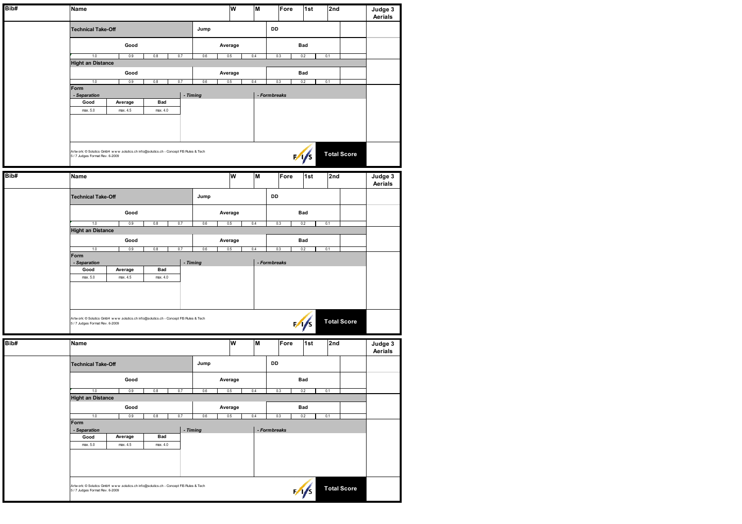| Bib# | Name | | | | W | M | Fore | 1st | 2nd | Judge 3 Aerials |
|---|---|---|---|---|---|---|---|---|---|---|
| | **Technical Take-Off** | | | Jump | | | DD | | | |
| | Good | | | Average | | | Bad | | | |
| | 1.0 | 0.9 | 0.8 | 0.7 | 0.6 | 0.5 | 0.4 | 0.3 | 0.2 | 0.1 |
| | **Hight an Distance** | | | | | | | | | |
| | Good | | | Average | | | Bad | | | |
| | 1.0 | 0.9 | 0.8 | 0.7 | 0.6 | 0.5 | 0.4 | 0.3 | 0.2 | 0.1 |
| | **Form** | | | | | | | | | |
| | *- Separation* | | | *- Timing* | | | *- Formbreaks* | | | |
| | Good | Average | Bad | | | | | | | |
| | max. 5.0 | max. 4.5 | max. 4.0 | | | | | | | |
| | Artwork: © Solutics GmbH www.solutics.ch info@solutics.ch - Concept FIS Rules & Tech 5 / 7 Judges Format Rev. 6-2009 | | | | | | | FIS | **Total Score** | |

| Bib# | Name | | | | W | M | Fore | 1st | 2nd | Judge 3 Aerials |
|---|---|---|---|---|---|---|---|---|---|---|
| | **Technical Take-Off** | | | Jump | | | DD | | | |
| | Good | | | Average | | | Bad | | | |
| | 1.0 | 0.9 | 0.8 | 0.7 | 0.6 | 0.5 | 0.4 | 0.3 | 0.2 | 0.1 |
| | **Hight an Distance** | | | | | | | | | |
| | Good | | | Average | | | Bad | | | |
| | 1.0 | 0.9 | 0.8 | 0.7 | 0.6 | 0.5 | 0.4 | 0.3 | 0.2 | 0.1 |
| | **Form** | | | | | | | | | |
| | *- Separation* | | | *- Timing* | | | *- Formbreaks* | | | |
| | Good | Average | Bad | | | | | | | |
| | max. 5.0 | max. 4.5 | max. 4.0 | | | | | | | |
| | Artwork: © Solutics GmbH www.solutics.ch info@solutics.ch - Concept FIS Rules & Tech 5 / 7 Judges Format Rev. 6-2009 | | | | | | | FIS | **Total Score** | |

| Bib# | Name | | | | W | M | Fore | 1st | 2nd | Judge 3 Aerials |
|---|---|---|---|---|---|---|---|---|---|---|
| | **Technical Take-Off** | | | Jump | | | DD | | | |
| | Good | | | Average | | | Bad | | | |
| | 1.0 | 0.9 | 0.8 | 0.7 | 0.6 | 0.5 | 0.4 | 0.3 | 0.2 | 0.1 |
| | **Hight an Distance** | | | | | | | | | |
| | Good | | | Average | | | Bad | | | |
| | 1.0 | 0.9 | 0.8 | 0.7 | 0.6 | 0.5 | 0.4 | 0.3 | 0.2 | 0.1 |
| | **Form** | | | | | | | | | |
| | *- Separation* | | | *- Timing* | | | *- Formbreaks* | | | |
| | Good | Average | Bad | | | | | | | |
| | max. 5.0 | max. 4.5 | max. 4.0 | | | | | | | |
| | Artwork: © Solutics GmbH www.solutics.ch info@solutics.ch - Concept FIS Rules & Tech 5 / 7 Judges Format Rev. 6-2009 | | | | | | | FIS | **Total Score** | |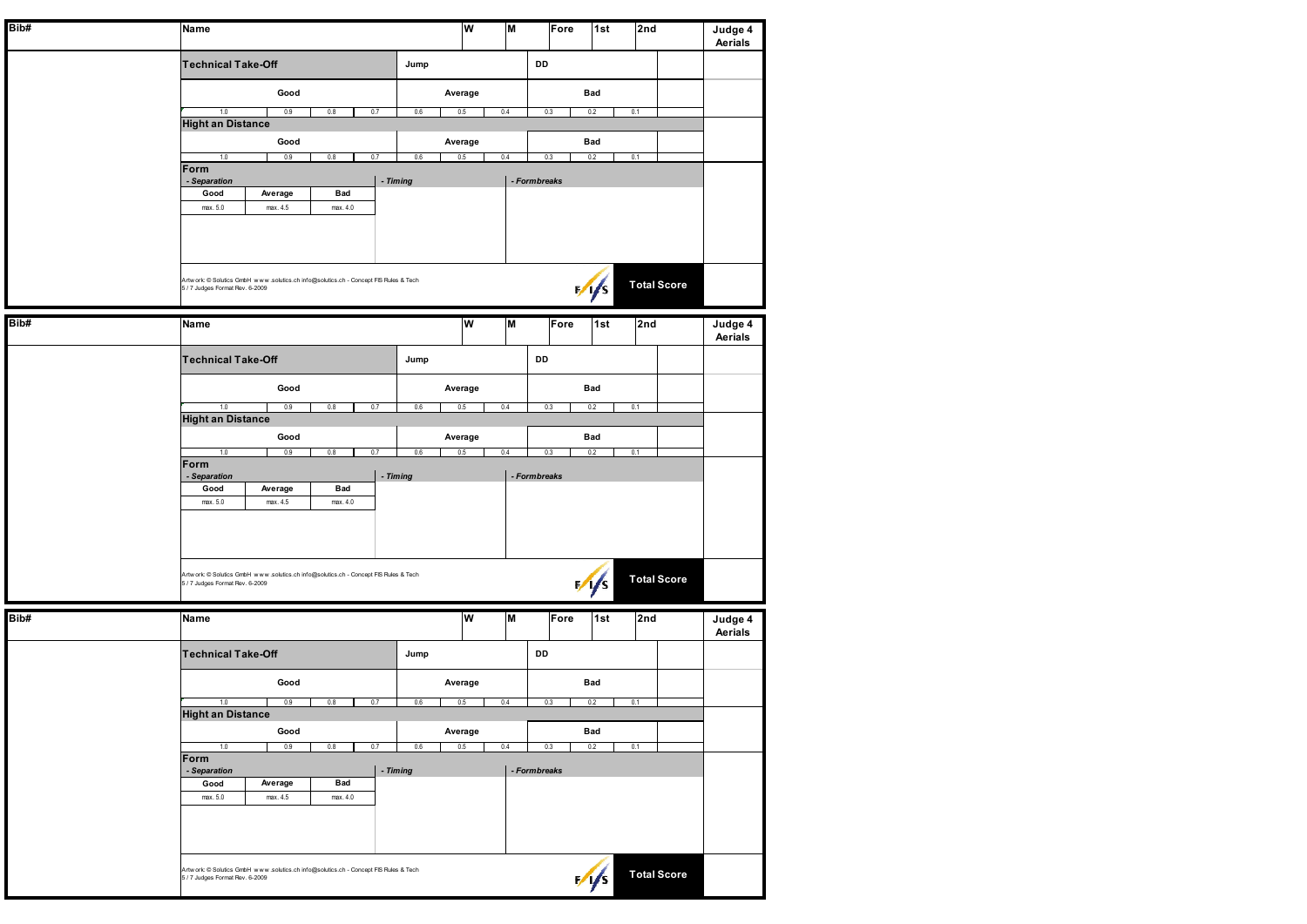| Bib# | Name | | | W | M | Fore | 1st | 2nd | Judge 4 Aerials |
|---|---|---|---|---|---|---|---|---|---|
| | **Technical Take-Off** | | Jump | | DD | | | | |
| | Good | | Average | | Bad | | | | |
| | 1.0 \| 0.9 \| 0.8 \| 0.7 | | 0.6 \| 0.5 \| 0.4 | | 0.3 \| 0.2 \| 0.1 | | | | |
| | **Hight an Distance** | | | | | | | | |
| | Good | | Average | | Bad | | | | |
| | 1.0 \| 0.9 \| 0.8 \| 0.7 | | 0.6 \| 0.5 \| 0.4 | | 0.3 \| 0.2 \| 0.1 | | | | |
| | **Form** | | | | | | | | |
| | *- Separation* | | *- Timing* | | *- Formbreaks* | | | | |
| | Good: max. 5.0 \| Average: max. 4.5 \| Bad: max. 4.0 | | | | | | | | |
| | Artwork: © Solutics GmbH www.solutics.ch info@solutics.ch - Concept FIS Rules & Tech 5 / 7 Judges Format Rev. 6-2009 | | | | FIS | | Total Score | | |

| Bib# | Name | | | W | M | Fore | 1st | 2nd | Judge 4 Aerials |
|---|---|---|---|---|---|---|---|---|---|
| | **Technical Take-Off** | | Jump | | DD | | | | |
| | Good | | Average | | Bad | | | | |
| | 1.0 \| 0.9 \| 0.8 \| 0.7 | | 0.6 \| 0.5 \| 0.4 | | 0.3 \| 0.2 \| 0.1 | | | | |
| | **Hight an Distance** | | | | | | | | |
| | Good | | Average | | Bad | | | | |
| | 1.0 \| 0.9 \| 0.8 \| 0.7 | | 0.6 \| 0.5 \| 0.4 | | 0.3 \| 0.2 \| 0.1 | | | | |
| | **Form** | | | | | | | | |
| | *- Separation* | | *- Timing* | | *- Formbreaks* | | | | |
| | Good: max. 5.0 \| Average: max. 4.5 \| Bad: max. 4.0 | | | | | | | | |
| | Artwork: © Solutics GmbH www.solutics.ch info@solutics.ch - Concept FIS Rules & Tech 5 / 7 Judges Format Rev. 6-2009 | | | | FIS | | Total Score | | |

| Bib# | Name | | | W | M | Fore | 1st | 2nd | Judge 4 Aerials |
|---|---|---|---|---|---|---|---|---|---|
| | **Technical Take-Off** | | Jump | | DD | | | | |
| | Good | | Average | | Bad | | | | |
| | 1.0 \| 0.9 \| 0.8 \| 0.7 | | 0.6 \| 0.5 \| 0.4 | | 0.3 \| 0.2 \| 0.1 | | | | |
| | **Hight an Distance** | | | | | | | | |
| | Good | | Average | | Bad | | | | |
| | 1.0 \| 0.9 \| 0.8 \| 0.7 | | 0.6 \| 0.5 \| 0.4 | | 0.3 \| 0.2 \| 0.1 | | | | |
| | **Form** | | | | | | | | |
| | *- Separation* | | *- Timing* | | *- Formbreaks* | | | | |
| | Good: max. 5.0 \| Average: max. 4.5 \| Bad: max. 4.0 | | | | | | | | |
| | Artwork: © Solutics GmbH www.solutics.ch info@solutics.ch - Concept FIS Rules & Tech 5 / 7 Judges Format Rev. 6-2009 | | | | FIS | | Total Score | | |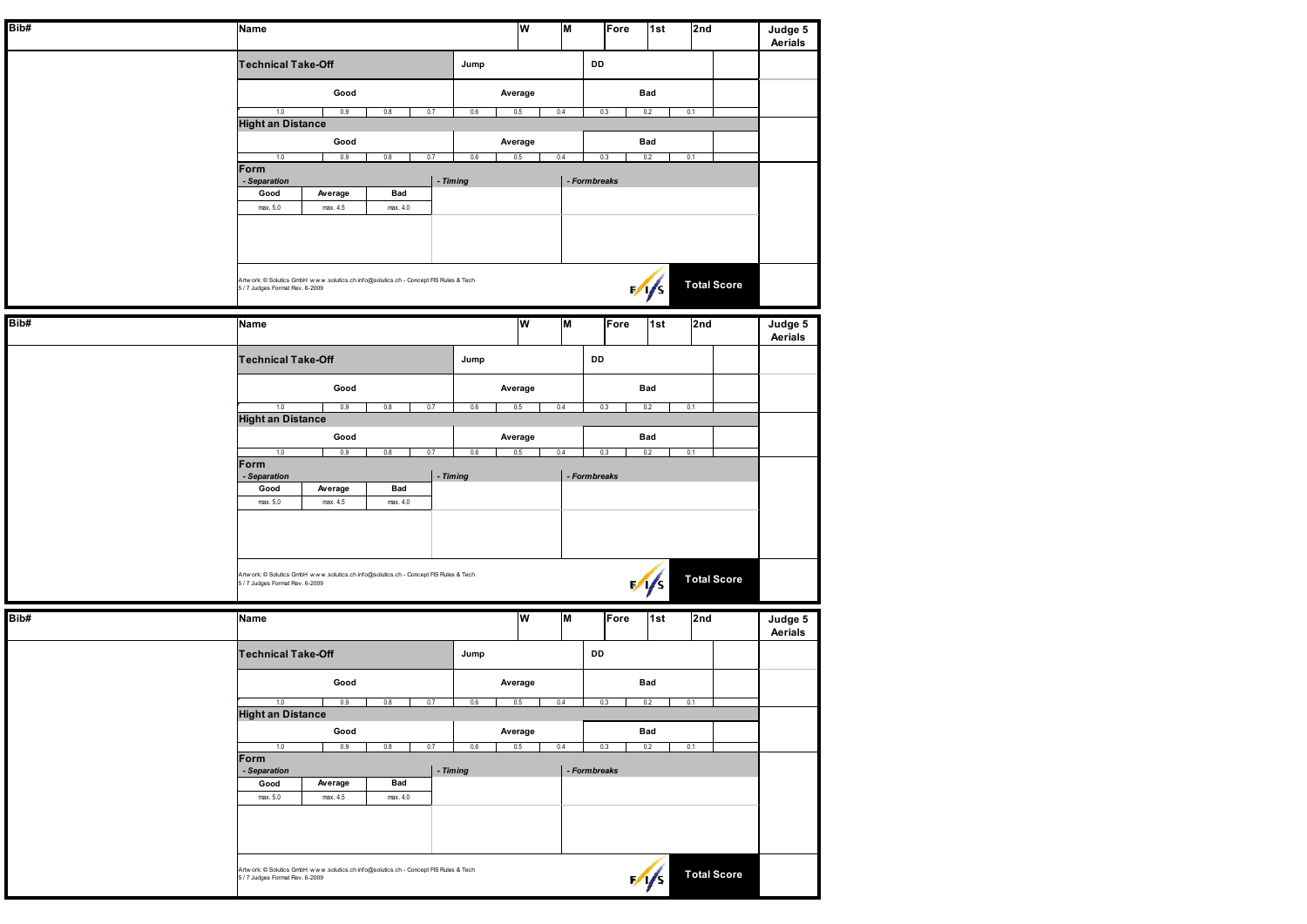| Bib# | Name | | | W | M | Fore | 1st | 2nd | Judge 5 Aerials |
|---|---|---|---|---|---|---|---|---|---|
| | **Technical Take-Off** | Jump | | DD | | | | | |
| | Good | Average | | Bad | | | | | |
| | 1.0 / 0.9 / 0.8 / 0.7 | 0.6 / 0.5 / 0.4 | | 0.3 / 0.2 / 0.1 | | | | | |
| | **Hight an Distance** | | | | | | | | |
| | Good | Average | | Bad | | | | | |
| | 1.0 / 0.9 / 0.8 / 0.7 | 0.6 / 0.5 / 0.4 | | 0.3 / 0.2 / 0.1 | | | | | |
| | **Form** | | | | | | | | |
| | *- Separation* | *- Timing* | | *- Formbreaks* | | | | | |
| | Good (max. 5.0) / Average (max. 4.5) / Bad (max. 4.0) | | | | | | | | |
| | Artwork: © Solutics GmbH www.solutics.ch info@solutics.ch - Concept FIS Rules & Tech 5 / 7 Judges Format Rev. 6-2009 | | | FIS | | | **Total Score** | | |

| Bib# | Name | | | W | M | Fore | 1st | 2nd | Judge 5 Aerials |
|---|---|---|---|---|---|---|---|---|---|
| | **Technical Take-Off** | Jump | | DD | | | | | |
| | Good | Average | | Bad | | | | | |
| | 1.0 / 0.9 / 0.8 / 0.7 | 0.6 / 0.5 / 0.4 | | 0.3 / 0.2 / 0.1 | | | | | |
| | **Hight an Distance** | | | | | | | | |
| | Good | Average | | Bad | | | | | |
| | 1.0 / 0.9 / 0.8 / 0.7 | 0.6 / 0.5 / 0.4 | | 0.3 / 0.2 / 0.1 | | | | | |
| | **Form** | | | | | | | | |
| | *- Separation* | *- Timing* | | *- Formbreaks* | | | | | |
| | Good (max. 5.0) / Average (max. 4.5) / Bad (max. 4.0) | | | | | | | | |
| | Artwork: © Solutics GmbH www.solutics.ch info@solutics.ch - Concept FIS Rules & Tech 5 / 7 Judges Format Rev. 6-2009 | | | FIS | | | **Total Score** | | |

| Bib# | Name | | | W | M | Fore | 1st | 2nd | Judge 5 Aerials |
|---|---|---|---|---|---|---|---|---|---|
| | **Technical Take-Off** | Jump | | DD | | | | | |
| | Good | Average | | Bad | | | | | |
| | 1.0 / 0.9 / 0.8 / 0.7 | 0.6 / 0.5 / 0.4 | | 0.3 / 0.2 / 0.1 | | | | | |
| | **Hight an Distance** | | | | | | | | |
| | Good | Average | | Bad | | | | | |
| | 1.0 / 0.9 / 0.8 / 0.7 | 0.6 / 0.5 / 0.4 | | 0.3 / 0.2 / 0.1 | | | | | |
| | **Form** | | | | | | | | |
| | *- Separation* | *- Timing* | | *- Formbreaks* | | | | | |
| | Good (max. 5.0) / Average (max. 4.5) / Bad (max. 4.0) | | | | | | | | |
| | Artwork: © Solutics GmbH www.solutics.ch info@solutics.ch - Concept FIS Rules & Tech 5 / 7 Judges Format Rev. 6-2009 | | | FIS | | | **Total Score** | | |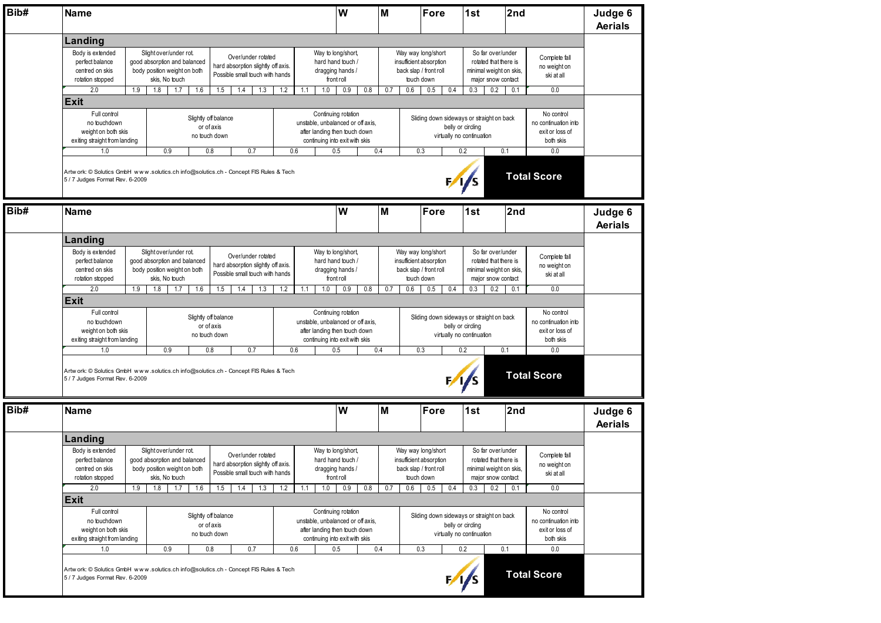| Bib# | Name | W | M | Fore | 1st | 2nd | Judge 6 Aerials |
|---|---|---|---|---|---|---|---|

**Landing**

| Body is extended perfect balance centred on skis rotation stopped | Slight over/under rot. good absorption and balanced body position weight on both skis, No touch | | | | Over/under rotated hard absorption slightly off axis. Possible small touch with hands | | | | Way to long/short, hard hand touch / dragging hands / front roll | | | | Way way long/short insufficient absorption back slap / front roll touch down | | | | So far over/under rotated that there is minimal weight on skis, major snow contact | | | Complete fall no weight on ski at all |
|---|---|---|---|---|---|---|---|---|---|---|---|---|---|---|---|---|---|---|---|---|
| 2.0 | 1.9 | 1.8 | 1.7 | 1.6 | 1.5 | 1.4 | 1.3 | 1.2 | 1.1 | 1.0 | 0.9 | 0.8 | 0.7 | 0.6 | 0.5 | 0.4 | 0.3 | 0.2 | 0.1 | 0.0 |

**Exit**

| Full control no touchdown weight on both skis exiting straight from landing | Slightly off balance or of axis no touch down | | | Continuing rotation unstable, unbalanced or off axis, after landing then touch down continuing into exit with skis | | | Sliding down sideways or straight on back belly or circling virtually no continuation | | | No control no continuation into exit or loss of both skis |
|---|---|---|---|---|---|---|---|---|---|---|
| 1.0 | 0.9 | 0.8 | 0.7 | 0.6 | 0.5 | 0.4 | 0.3 | 0.2 | 0.1 | 0.0 |

Artwork: © Solutics GmbH www.solutics.ch info@solutics.ch - Concept FIS Rules & Tech
5 / 7 Judges Format Rev. 6-2009

FIS

**Total Score**

| Bib# | Name | W | M | Fore | 1st | 2nd | Judge 6 Aerials |
|---|---|---|---|---|---|---|---|

**Landing**

| Body is extended perfect balance centred on skis rotation stopped | Slight over/under rot. good absorption and balanced body position weight on both skis, No touch | | | | Over/under rotated hard absorption slightly off axis. Possible small touch with hands | | | | Way to long/short, hard hand touch / dragging hands / front roll | | | | Way way long/short insufficient absorption back slap / front roll touch down | | | | So far over/under rotated that there is minimal weight on skis, major snow contact | | | Complete fall no weight on ski at all |
|---|---|---|---|---|---|---|---|---|---|---|---|---|---|---|---|---|---|---|---|---|
| 2.0 | 1.9 | 1.8 | 1.7 | 1.6 | 1.5 | 1.4 | 1.3 | 1.2 | 1.1 | 1.0 | 0.9 | 0.8 | 0.7 | 0.6 | 0.5 | 0.4 | 0.3 | 0.2 | 0.1 | 0.0 |

**Exit**

| Full control no touchdown weight on both skis exiting straight from landing | Slightly off balance or of axis no touch down | | | Continuing rotation unstable, unbalanced or off axis, after landing then touch down continuing into exit with skis | | | Sliding down sideways or straight on back belly or circling virtually no continuation | | | No control no continuation into exit or loss of both skis |
|---|---|---|---|---|---|---|---|---|---|---|
| 1.0 | 0.9 | 0.8 | 0.7 | 0.6 | 0.5 | 0.4 | 0.3 | 0.2 | 0.1 | 0.0 |

Artwork: © Solutics GmbH www.solutics.ch info@solutics.ch - Concept FIS Rules & Tech
5 / 7 Judges Format Rev. 6-2009

FIS

**Total Score**

| Bib# | Name | W | M | Fore | 1st | 2nd | Judge 6 Aerials |
|---|---|---|---|---|---|---|---|

**Landing**

| Body is extended perfect balance centred on skis rotation stopped | Slight over/under rot. good absorption and balanced body position weight on both skis, No touch | | | | Over/under rotated hard absorption slightly off axis. Possible small touch with hands | | | | Way to long/short, hard hand touch / dragging hands / front roll | | | | Way way long/short insufficient absorption back slap / front roll touch down | | | | So far over/under rotated that there is minimal weight on skis, major snow contact | | | Complete fall no weight on ski at all |
|---|---|---|---|---|---|---|---|---|---|---|---|---|---|---|---|---|---|---|---|---|
| 2.0 | 1.9 | 1.8 | 1.7 | 1.6 | 1.5 | 1.4 | 1.3 | 1.2 | 1.1 | 1.0 | 0.9 | 0.8 | 0.7 | 0.6 | 0.5 | 0.4 | 0.3 | 0.2 | 0.1 | 0.0 |

**Exit**

| Full control no touchdown weight on both skis exiting straight from landing | Slightly off balance or of axis no touch down | | | Continuing rotation unstable, unbalanced or off axis, after landing then touch down continuing into exit with skis | | | Sliding down sideways or straight on back belly or circling virtually no continuation | | | No control no continuation into exit or loss of both skis |
|---|---|---|---|---|---|---|---|---|---|---|
| 1.0 | 0.9 | 0.8 | 0.7 | 0.6 | 0.5 | 0.4 | 0.3 | 0.2 | 0.1 | 0.0 |

Artwork: © Solutics GmbH www.solutics.ch info@solutics.ch - Concept FIS Rules & Tech
5 / 7 Judges Format Rev. 6-2009

FIS

**Total Score**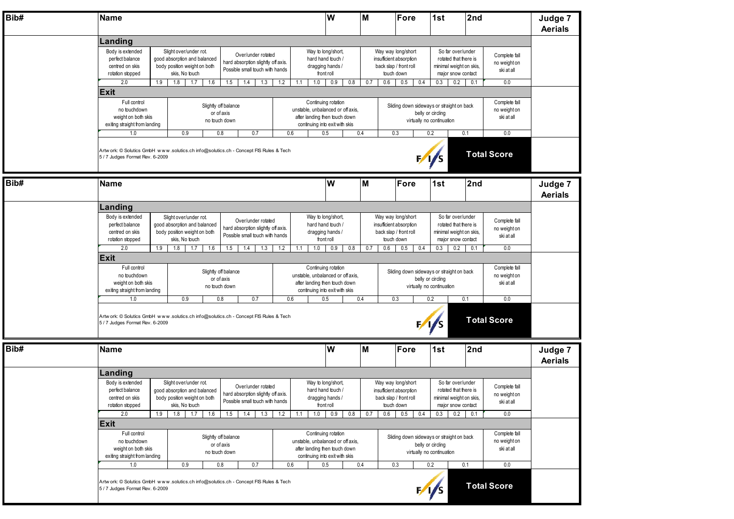| Bib# | Name | W | M | Fore | 1st | 2nd | Judge 7 Aerials |
|---|---|---|---|---|---|---|---|
| | | | | | | | |

## Landing

| Body is extended perfect balance centred on skis rotation stopped | Slight over/under rot. good absorption and balanced body position weight on both skis, No touch | Over/under rotated hard absorption slightly off axis. Possible small touch with hands | Way to long/short, hard hand touch / dragging hands / front roll | Way way long/short insufficient absorption back slap / front roll touch down | So far over/under rotated that there is minimal weight on skis, major snow contact | Complete fall no weight on ski at all |
|---|---|---|---|---|---|---|
| 2.0 | 1.9 1.8 1.7 1.6 | 1.5 1.4 1.3 1.2 | 1.1 1.0 0.9 0.8 | 0.7 0.6 0.5 0.4 | 0.3 0.2 0.1 | 0.0 |

## Exit

| Full control no touchdown weight on both skis exiting straight from landing | Slightly off balance or of axis no touch down | Continuing rotation unstable, unbalanced or off axis, after landing then touch down continuing into exit with skis | Sliding down sideways or straight on back belly or circling virtually no continuation | Complete fall no weight on ski at all |
|---|---|---|---|---|
| 1.0 | 0.9 0.8 0.7 | 0.6 0.5 0.4 | 0.3 0.2 0.1 | 0.0 |

Artwork: © Solutics GmbH www.solutics.ch info@solutics.ch - Concept FIS Rules & Tech
5 / 7 Judges Format Rev. 6-2009

FIS **Total Score**

| Bib# | Name | W | M | Fore | 1st | 2nd | Judge 7 Aerials |
|---|---|---|---|---|---|---|---|
| | | | | | | | |

## Landing

| Body is extended perfect balance centred on skis rotation stopped | Slight over/under rot. good absorption and balanced body position weight on both skis, No touch | Over/under rotated hard absorption slightly off axis. Possible small touch with hands | Way to long/short, hard hand touch / dragging hands / front roll | Way way long/short insufficient absorption back slap / front roll touch down | So far over/under rotated that there is minimal weight on skis, major snow contact | Complete fall no weight on ski at all |
|---|---|---|---|---|---|---|
| 2.0 | 1.9 1.8 1.7 1.6 | 1.5 1.4 1.3 1.2 | 1.1 1.0 0.9 0.8 | 0.7 0.6 0.5 0.4 | 0.3 0.2 0.1 | 0.0 |

## Exit

| Full control no touchdown weight on both skis exiting straight from landing | Slightly off balance or of axis no touch down | Continuing rotation unstable, unbalanced or off axis, after landing then touch down continuing into exit with skis | Sliding down sideways or straight on back belly or circling virtually no continuation | Complete fall no weight on ski at all |
|---|---|---|---|---|
| 1.0 | 0.9 0.8 0.7 | 0.6 0.5 0.4 | 0.3 0.2 0.1 | 0.0 |

Artwork: © Solutics GmbH www.solutics.ch info@solutics.ch - Concept FIS Rules & Tech
5 / 7 Judges Format Rev. 6-2009

FIS **Total Score**

| Bib# | Name | W | M | Fore | 1st | 2nd | Judge 7 Aerials |
|---|---|---|---|---|---|---|---|
| | | | | | | | |

## Landing

| Body is extended perfect balance centred on skis rotation stopped | Slight over/under rot. good absorption and balanced body position weight on both skis, No touch | Over/under rotated hard absorption slightly off axis. Possible small touch with hands | Way to long/short, hard hand touch / dragging hands / front roll | Way way long/short insufficient absorption back slap / front roll touch down | So far over/under rotated that there is minimal weight on skis, major snow contact | Complete fall no weight on ski at all |
|---|---|---|---|---|---|---|
| 2.0 | 1.9 1.8 1.7 1.6 | 1.5 1.4 1.3 1.2 | 1.1 1.0 0.9 0.8 | 0.7 0.6 0.5 0.4 | 0.3 0.2 0.1 | 0.0 |

## Exit

| Full control no touchdown weight on both skis exiting straight from landing | Slightly off balance or of axis no touch down | Continuing rotation unstable, unbalanced or off axis, after landing then touch down continuing into exit with skis | Sliding down sideways or straight on back belly or circling virtually no continuation | Complete fall no weight on ski at all |
|---|---|---|---|---|
| 1.0 | 0.9 0.8 0.7 | 0.6 0.5 0.4 | 0.3 0.2 0.1 | 0.0 |

Artwork: © Solutics GmbH www.solutics.ch info@solutics.ch - Concept FIS Rules & Tech
5 / 7 Judges Format Rev. 6-2009

FIS **Total Score**